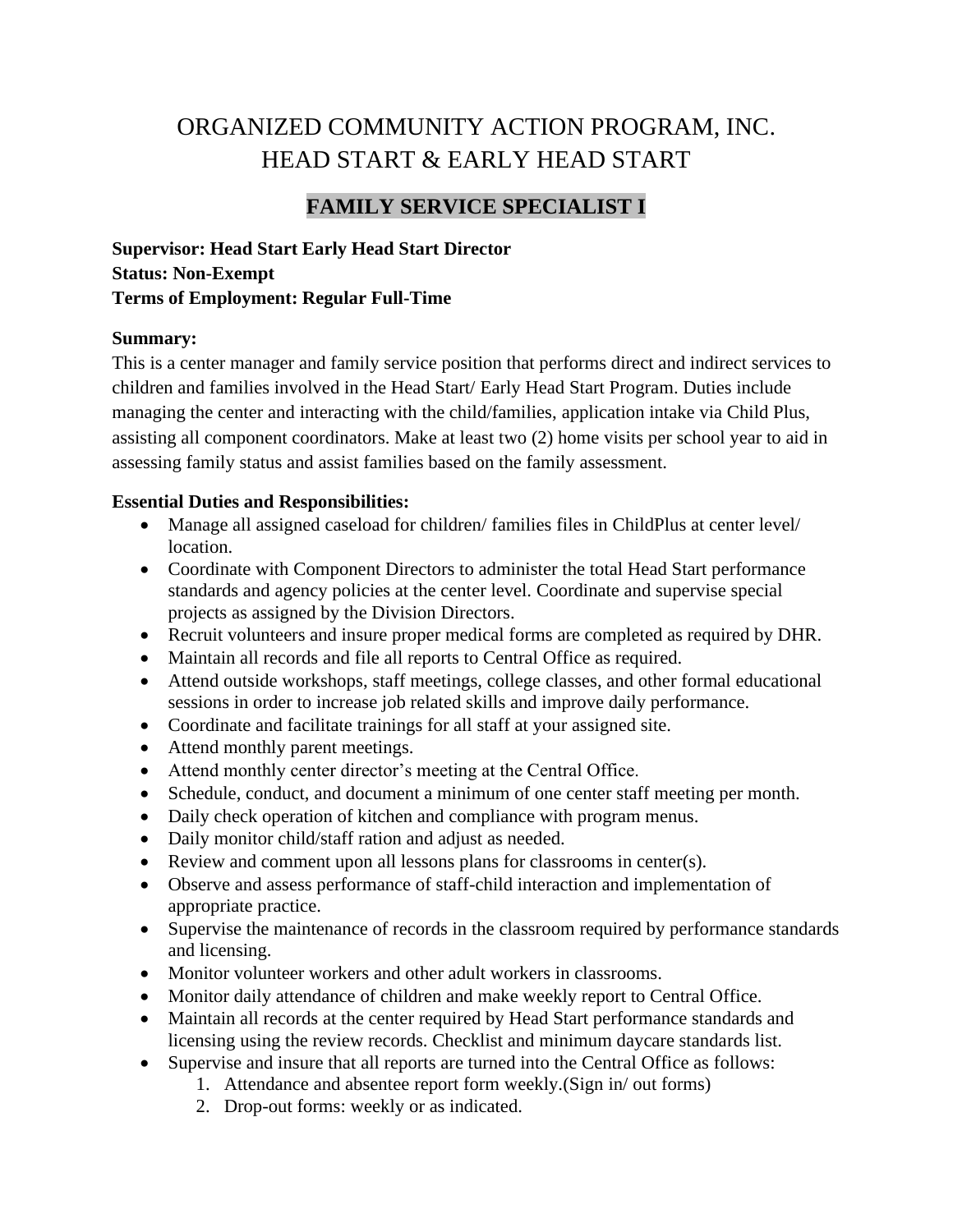# ORGANIZED COMMUNITY ACTION PROGRAM, INC.
# HEAD START & EARLY HEAD START

## FAMILY SERVICE SPECIALIST I

**Supervisor: Head Start Early Head Start Director**
**Status: Non-Exempt**
**Terms of Employment: Regular Full-Time**

**Summary:**
This is a center manager and family service position that performs direct and indirect services to children and families involved in the Head Start/ Early Head Start Program. Duties include managing the center and interacting with the child/families, application intake via Child Plus, assisting all component coordinators. Make at least two (2) home visits per school year to aid in assessing family status and assist families based on the family assessment.

**Essential Duties and Responsibilities:**

- Manage all assigned caseload for children/ families files in ChildPlus at center level/ location.
- Coordinate with Component Directors to administer the total Head Start performance standards and agency policies at the center level. Coordinate and supervise special projects as assigned by the Division Directors.
- Recruit volunteers and insure proper medical forms are completed as required by DHR.
- Maintain all records and file all reports to Central Office as required.
- Attend outside workshops, staff meetings, college classes, and other formal educational sessions in order to increase job related skills and improve daily performance.
- Coordinate and facilitate trainings for all staff at your assigned site.
- Attend monthly parent meetings.
- Attend monthly center director's meeting at the Central Office.
- Schedule, conduct, and document a minimum of one center staff meeting per month.
- Daily check operation of kitchen and compliance with program menus.
- Daily monitor child/staff ration and adjust as needed.
- Review and comment upon all lessons plans for classrooms in center(s).
- Observe and assess performance of staff-child interaction and implementation of appropriate practice.
- Supervise the maintenance of records in the classroom required by performance standards and licensing.
- Monitor volunteer workers and other adult workers in classrooms.
- Monitor daily attendance of children and make weekly report to Central Office.
- Maintain all records at the center required by Head Start performance standards and licensing using the review records. Checklist and minimum daycare standards list.
- Supervise and insure that all reports are turned into the Central Office as follows:
  1. Attendance and absentee report form weekly.(Sign in/ out forms)
  2. Drop-out forms: weekly or as indicated.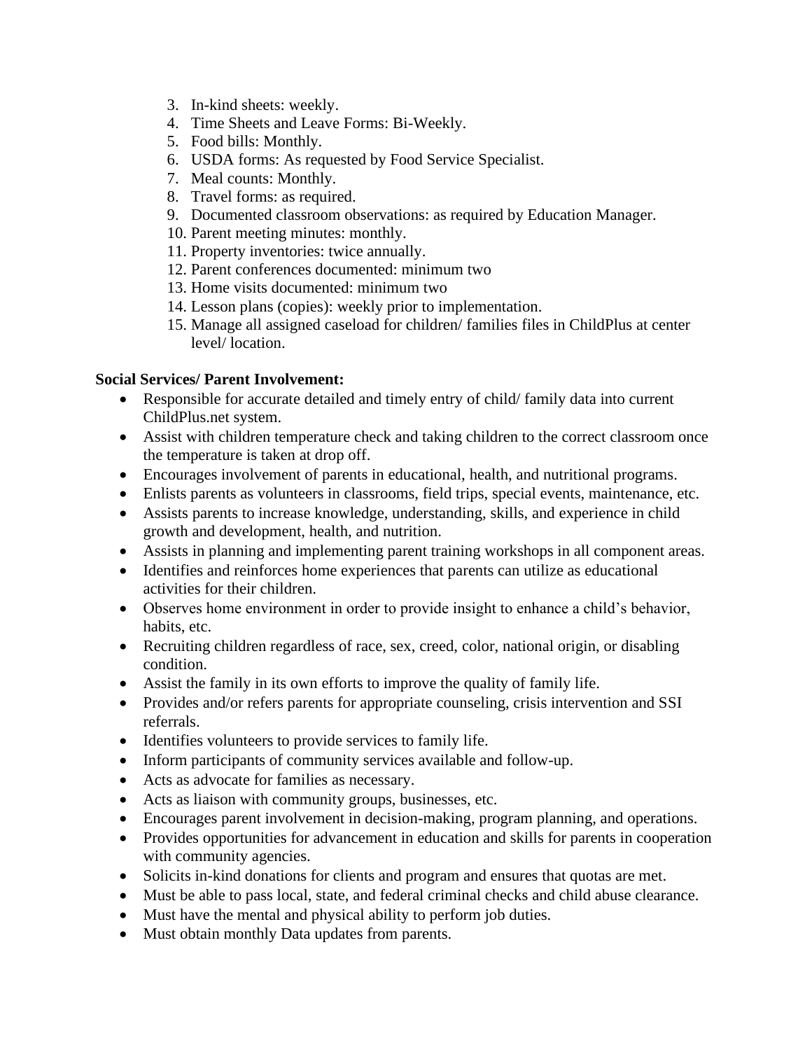3. In-kind sheets: weekly.
4. Time Sheets and Leave Forms: Bi-Weekly.
5. Food bills: Monthly.
6. USDA forms: As requested by Food Service Specialist.
7. Meal counts: Monthly.
8. Travel forms: as required.
9. Documented classroom observations: as required by Education Manager.
10. Parent meeting minutes: monthly.
11. Property inventories: twice annually.
12. Parent conferences documented: minimum two
13. Home visits documented: minimum two
14. Lesson plans (copies): weekly prior to implementation.
15. Manage all assigned caseload for children/ families files in ChildPlus at center level/ location.

**Social Services/ Parent Involvement:**

- Responsible for accurate detailed and timely entry of child/ family data into current ChildPlus.net system.
- Assist with children temperature check and taking children to the correct classroom once the temperature is taken at drop off.
- Encourages involvement of parents in educational, health, and nutritional programs.
- Enlists parents as volunteers in classrooms, field trips, special events, maintenance, etc.
- Assists parents to increase knowledge, understanding, skills, and experience in child growth and development, health, and nutrition.
- Assists in planning and implementing parent training workshops in all component areas.
- Identifies and reinforces home experiences that parents can utilize as educational activities for their children.
- Observes home environment in order to provide insight to enhance a child's behavior, habits, etc.
- Recruiting children regardless of race, sex, creed, color, national origin, or disabling condition.
- Assist the family in its own efforts to improve the quality of family life.
- Provides and/or refers parents for appropriate counseling, crisis intervention and SSI referrals.
- Identifies volunteers to provide services to family life.
- Inform participants of community services available and follow-up.
- Acts as advocate for families as necessary.
- Acts as liaison with community groups, businesses, etc.
- Encourages parent involvement in decision-making, program planning, and operations.
- Provides opportunities for advancement in education and skills for parents in cooperation with community agencies.
- Solicits in-kind donations for clients and program and ensures that quotas are met.
- Must be able to pass local, state, and federal criminal checks and child abuse clearance.
- Must have the mental and physical ability to perform job duties.
- Must obtain monthly Data updates from parents.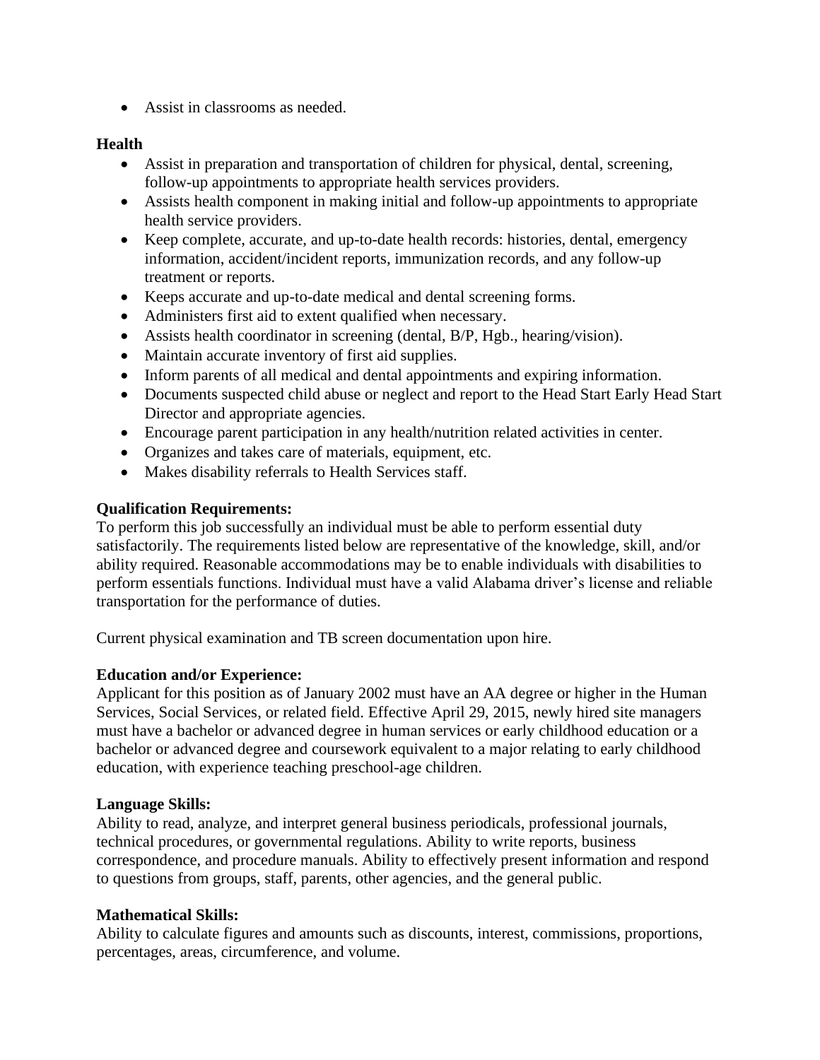- Assist in classrooms as needed.

**Health**

- Assist in preparation and transportation of children for physical, dental, screening, follow-up appointments to appropriate health services providers.
- Assists health component in making initial and follow-up appointments to appropriate health service providers.
- Keep complete, accurate, and up-to-date health records: histories, dental, emergency information, accident/incident reports, immunization records, and any follow-up treatment or reports.
- Keeps accurate and up-to-date medical and dental screening forms.
- Administers first aid to extent qualified when necessary.
- Assists health coordinator in screening (dental, B/P, Hgb., hearing/vision).
- Maintain accurate inventory of first aid supplies.
- Inform parents of all medical and dental appointments and expiring information.
- Documents suspected child abuse or neglect and report to the Head Start Early Head Start Director and appropriate agencies.
- Encourage parent participation in any health/nutrition related activities in center.
- Organizes and takes care of materials, equipment, etc.
- Makes disability referrals to Health Services staff.

**Qualification Requirements:**

To perform this job successfully an individual must be able to perform essential duty satisfactorily. The requirements listed below are representative of the knowledge, skill, and/or ability required. Reasonable accommodations may be to enable individuals with disabilities to perform essentials functions. Individual must have a valid Alabama driver's license and reliable transportation for the performance of duties.

Current physical examination and TB screen documentation upon hire.

**Education and/or Experience:**

Applicant for this position as of January 2002 must have an AA degree or higher in the Human Services, Social Services, or related field. Effective April 29, 2015, newly hired site managers must have a bachelor or advanced degree in human services or early childhood education or a bachelor or advanced degree and coursework equivalent to a major relating to early childhood education, with experience teaching preschool-age children.

**Language Skills:**

Ability to read, analyze, and interpret general business periodicals, professional journals, technical procedures, or governmental regulations. Ability to write reports, business correspondence, and procedure manuals. Ability to effectively present information and respond to questions from groups, staff, parents, other agencies, and the general public.

**Mathematical Skills:**

Ability to calculate figures and amounts such as discounts, interest, commissions, proportions, percentages, areas, circumference, and volume.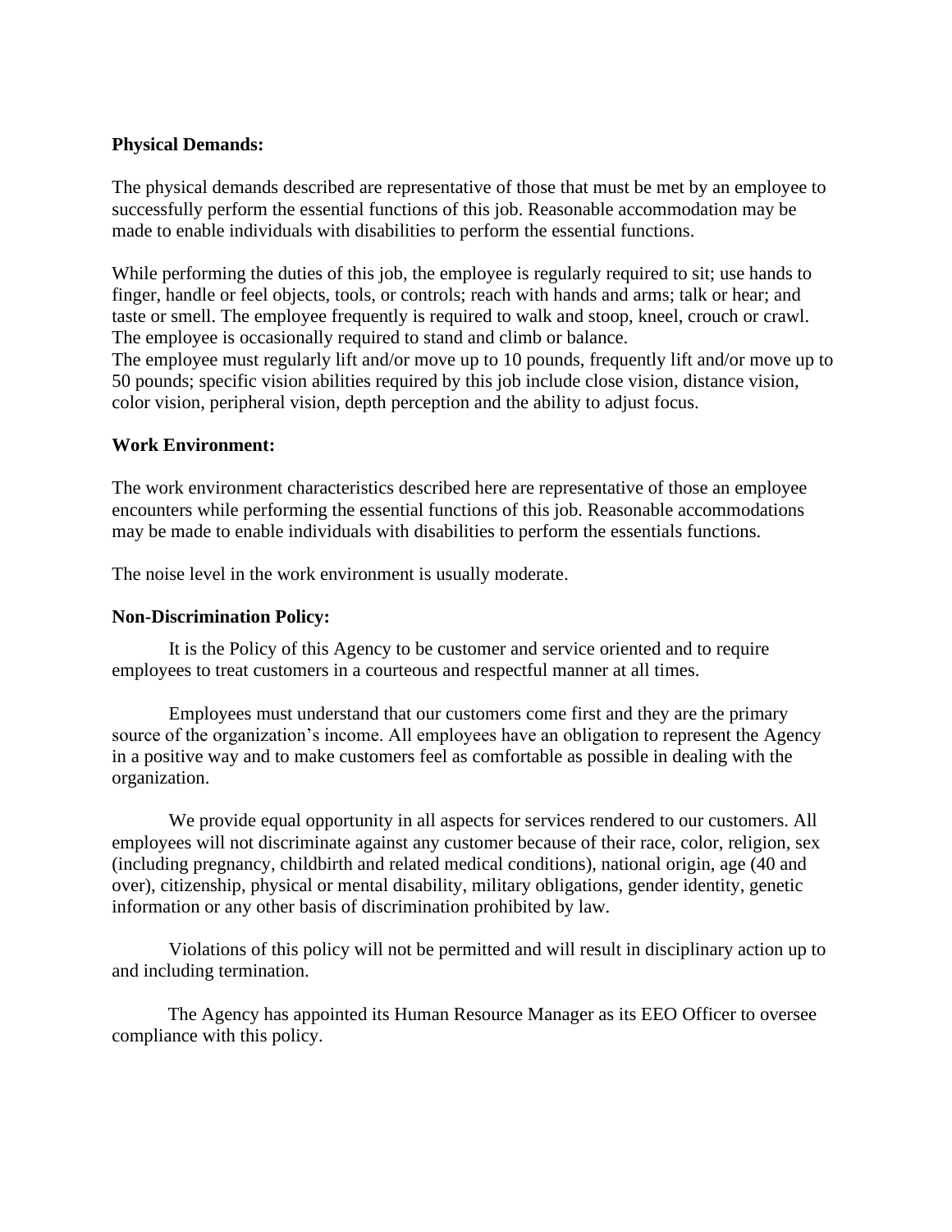**Physical Demands:**

The physical demands described are representative of those that must be met by an employee to successfully perform the essential functions of this job. Reasonable accommodation may be made to enable individuals with disabilities to perform the essential functions.

While performing the duties of this job, the employee is regularly required to sit; use hands to finger, handle or feel objects, tools, or controls; reach with hands and arms; talk or hear; and taste or smell. The employee frequently is required to walk and stoop, kneel, crouch or crawl. The employee is occasionally required to stand and climb or balance.
The employee must regularly lift and/or move up to 10 pounds, frequently lift and/or move up to 50 pounds; specific vision abilities required by this job include close vision, distance vision, color vision, peripheral vision, depth perception and the ability to adjust focus.

**Work Environment:**

The work environment characteristics described here are representative of those an employee encounters while performing the essential functions of this job. Reasonable accommodations may be made to enable individuals with disabilities to perform the essentials functions.

The noise level in the work environment is usually moderate.

**Non-Discrimination Policy:**

It is the Policy of this Agency to be customer and service oriented and to require employees to treat customers in a courteous and respectful manner at all times.

Employees must understand that our customers come first and they are the primary source of the organization's income. All employees have an obligation to represent the Agency in a positive way and to make customers feel as comfortable as possible in dealing with the organization.

We provide equal opportunity in all aspects for services rendered to our customers. All employees will not discriminate against any customer because of their race, color, religion, sex (including pregnancy, childbirth and related medical conditions), national origin, age (40 and over), citizenship, physical or mental disability, military obligations, gender identity, genetic information or any other basis of discrimination prohibited by law.

Violations of this policy will not be permitted and will result in disciplinary action up to and including termination.

The Agency has appointed its Human Resource Manager as its EEO Officer to oversee compliance with this policy.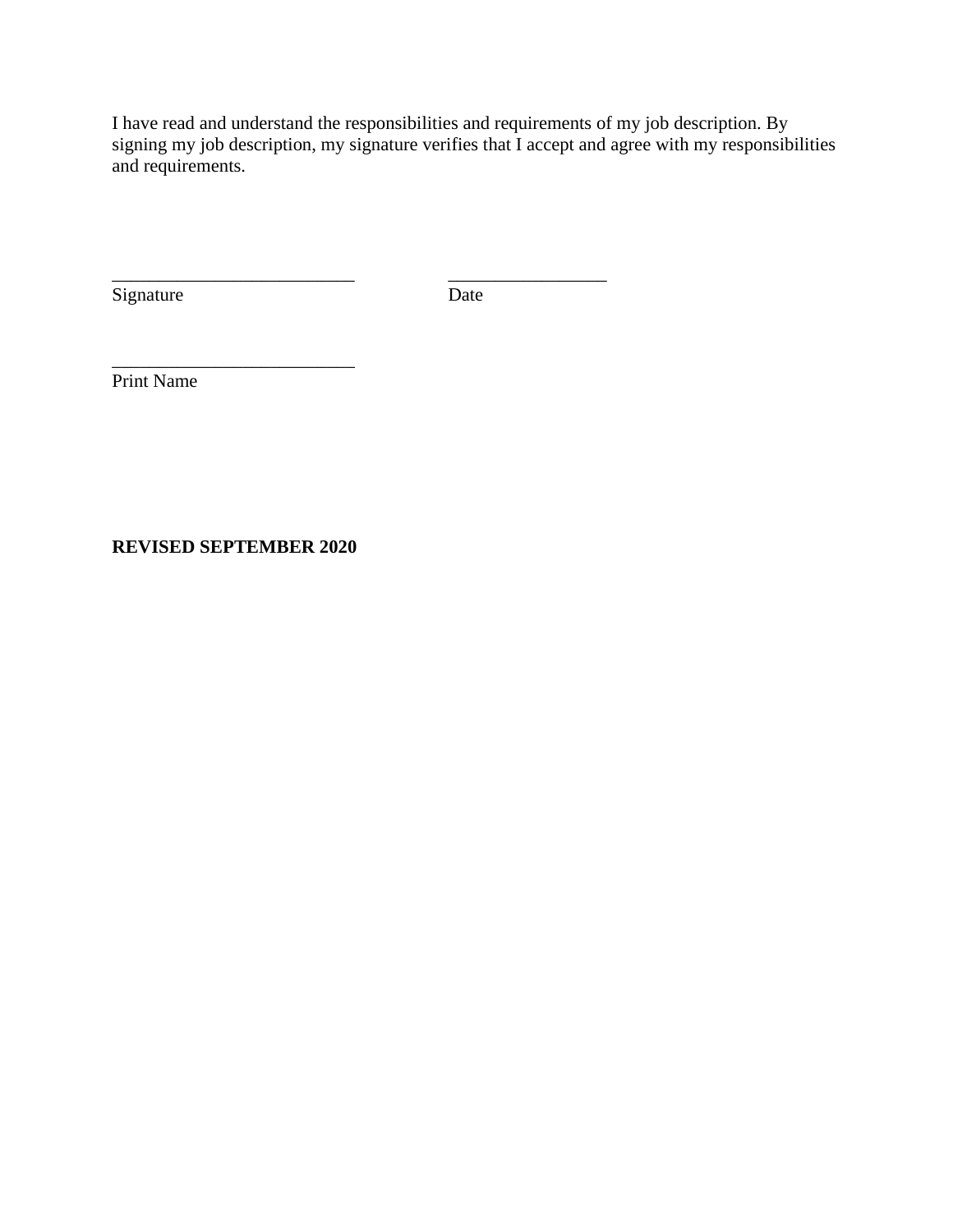I have read and understand the responsibilities and requirements of my job description. By signing my job description, my signature verifies that I accept and agree with my responsibilities and requirements.

___________________________ &nbsp;&nbsp;&nbsp;&nbsp;&nbsp;&nbsp;&nbsp;&nbsp; _________________
Signature &nbsp;&nbsp;&nbsp;&nbsp;&nbsp;&nbsp;&nbsp;&nbsp;&nbsp;&nbsp;&nbsp;&nbsp;&nbsp;&nbsp;&nbsp;&nbsp;&nbsp;&nbsp;&nbsp;&nbsp;&nbsp;&nbsp;&nbsp;&nbsp;&nbsp;&nbsp;&nbsp;&nbsp;&nbsp;&nbsp;&nbsp;&nbsp; Date

___________________________
Print Name

**REVISED SEPTEMBER 2020**